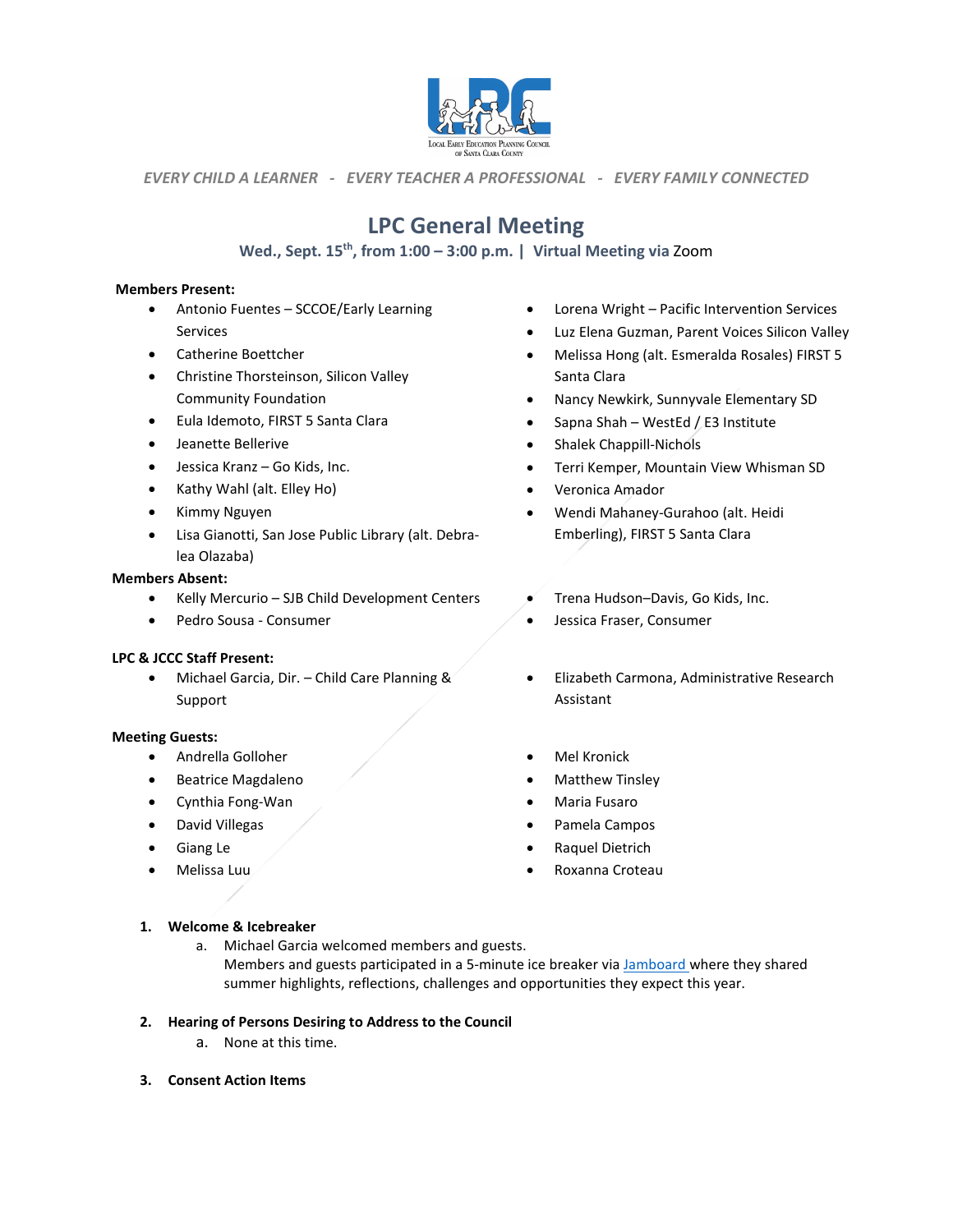*EVERY CHILD A LEARNER - EVERY TEACHER A PROFESSIONAL - EVERY FAMILY CONNECTED*

# LPC General Meeting

**Wed., Sept. 15th, from 1:00 – 3:00 p.m. | Virtual Meeting via Zoom**

**Members Present:**

- Antonio Fuentes – SCCOE/Early Learning Services
- Catherine Boettcher
- Christine Thorsteinson, Silicon Valley Community Foundation
- Eula Idemoto, FIRST 5 Santa Clara
- Jeanette Bellerive
- Jessica Kranz – Go Kids, Inc.
- Kathy Wahl (alt. Elley Ho)
- Kimmy Nguyen
- Lisa Gianotti, San Jose Public Library (alt. Debra-lea Olazaba)
- Lorena Wright – Pacific Intervention Services
- Luz Elena Guzman, Parent Voices Silicon Valley
- Melissa Hong (alt. Esmeralda Rosales) FIRST 5 Santa Clara
- Nancy Newkirk, Sunnyvale Elementary SD
- Sapna Shah – WestEd / E3 Institute
- Shalek Chappill-Nichols
- Terri Kemper, Mountain View Whisman SD
- Veronica Amador
- Wendi Mahaney-Gurahoo (alt. Heidi Emberling), FIRST 5 Santa Clara

**Members Absent:**

- Kelly Mercurio – SJB Child Development Centers
- Pedro Sousa - Consumer
- Trena Hudson–Davis, Go Kids, Inc.
- Jessica Fraser, Consumer

**LPC & JCCC Staff Present:**

- Michael Garcia, Dir. – Child Care Planning & Support
- Elizabeth Carmona, Administrative Research Assistant

**Meeting Guests:**

- Andrella Golloher
- Beatrice Magdaleno
- Cynthia Fong-Wan
- David Villegas
- Giang Le
- Melissa Luu
- Mel Kronick
- Matthew Tinsley
- Maria Fusaro
- Pamela Campos
- Raquel Dietrich
- Roxanna Croteau

1. **Welcome & Icebreaker**
    a. Michael Garcia welcomed members and guests.
    Members and guests participated in a 5-minute ice breaker via Jamboard where they shared summer highlights, reflections, challenges and opportunities they expect this year.

2. **Hearing of Persons Desiring to Address to the Council**
    a. None at this time.

3. **Consent Action Items**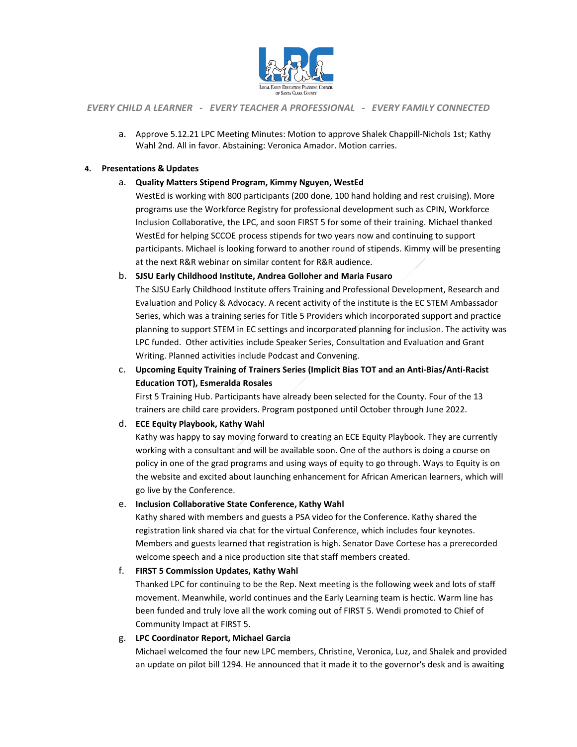a. Approve 5.12.21 LPC Meeting Minutes: Motion to approve Shalek Chappill-Nichols 1st; Kathy Wahl 2nd. All in favor. Abstaining: Veronica Amador. Motion carries.

**4. Presentations & Updates**

a. **Quality Matters Stipend Program, Kimmy Nguyen, WestEd**
WestEd is working with 800 participants (200 done, 100 hand holding and rest cruising). More programs use the Workforce Registry for professional development such as CPIN, Workforce Inclusion Collaborative, the LPC, and soon FIRST 5 for some of their training. Michael thanked WestEd for helping SCCOE process stipends for two years now and continuing to support participants. Michael is looking forward to another round of stipends. Kimmy will be presenting at the next R&R webinar on similar content for R&R audience.

b. **SJSU Early Childhood Institute, Andrea Golloher and Maria Fusaro**
The SJSU Early Childhood Institute offers Training and Professional Development, Research and Evaluation and Policy & Advocacy. A recent activity of the institute is the EC STEM Ambassador Series, which was a training series for Title 5 Providers which incorporated support and practice planning to support STEM in EC settings and incorporated planning for inclusion. The activity was LPC funded. Other activities include Speaker Series, Consultation and Evaluation and Grant Writing. Planned activities include Podcast and Convening.

c. **Upcoming Equity Training of Trainers Series (Implicit Bias TOT and an Anti-Bias/Anti-Racist Education TOT), Esmeralda Rosales**
First 5 Training Hub. Participants have already been selected for the County. Four of the 13 trainers are child care providers. Program postponed until October through June 2022.

d. **ECE Equity Playbook, Kathy Wahl**
Kathy was happy to say moving forward to creating an ECE Equity Playbook. They are currently working with a consultant and will be available soon. One of the authors is doing a course on policy in one of the grad programs and using ways of equity to go through. Ways to Equity is on the website and excited about launching enhancement for African American learners, which will go live by the Conference.

e. **Inclusion Collaborative State Conference, Kathy Wahl**
Kathy shared with members and guests a PSA video for the Conference. Kathy shared the registration link shared via chat for the virtual Conference, which includes four keynotes. Members and guests learned that registration is high. Senator Dave Cortese has a prerecorded welcome speech and a nice production site that staff members created.

f. **FIRST 5 Commission Updates, Kathy Wahl**
Thanked LPC for continuing to be the Rep. Next meeting is the following week and lots of staff movement. Meanwhile, world continues and the Early Learning team is hectic. Warm line has been funded and truly love all the work coming out of FIRST 5. Wendi promoted to Chief of Community Impact at FIRST 5.

g. **LPC Coordinator Report, Michael Garcia**
Michael welcomed the four new LPC members, Christine, Veronica, Luz, and Shalek and provided an update on pilot bill 1294. He announced that it made it to the governor's desk and is awaiting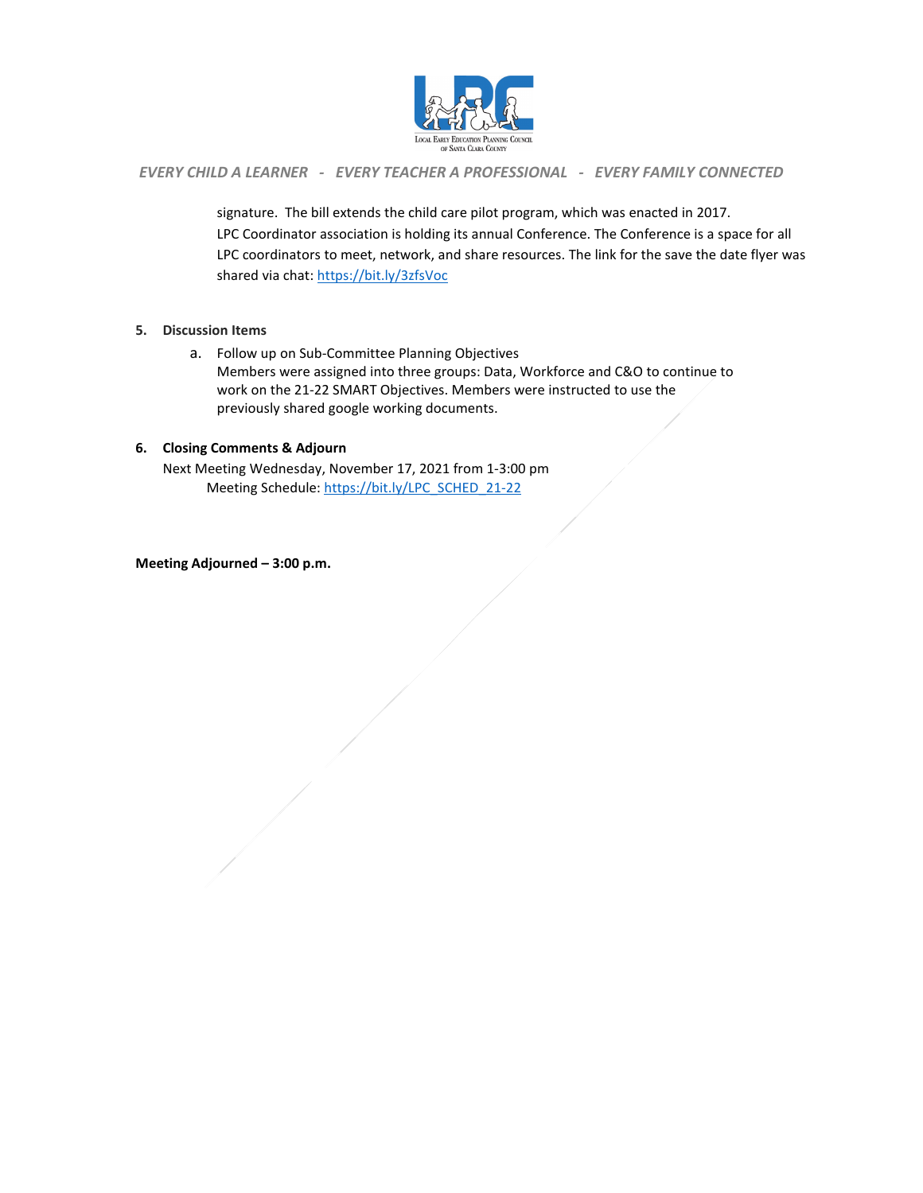signature. The bill extends the child care pilot program, which was enacted in 2017.
LPC Coordinator association is holding its annual Conference. The Conference is a space for all LPC coordinators to meet, network, and share resources. The link for the save the date flyer was shared via chat: https://bit.ly/3zfsVoc

**5. Discussion Items**

a. Follow up on Sub-Committee Planning Objectives
Members were assigned into three groups: Data, Workforce and C&O to continue to work on the 21-22 SMART Objectives. Members were instructed to use the previously shared google working documents.

**6. Closing Comments & Adjourn**

Next Meeting Wednesday, November 17, 2021 from 1-3:00 pm
Meeting Schedule: https://bit.ly/LPC_SCHED_21-22

**Meeting Adjourned – 3:00 p.m.**